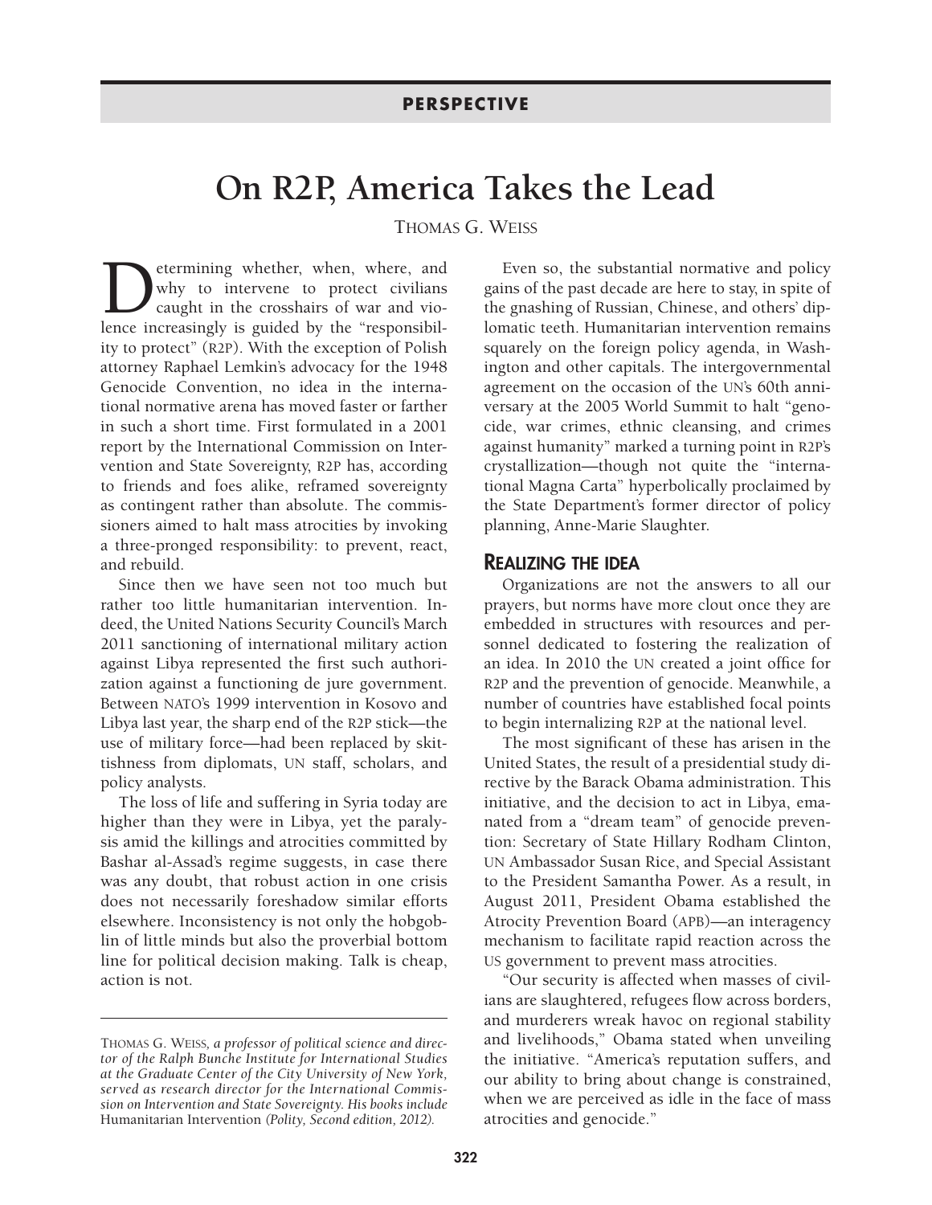PERSPECTIVE

# On R2P, America Takes the Lead

THOMAS G. WEISS

Determining whether, when, where, and why to intervene to protect civilians caught in the crosshairs of war and violence increasingly is guided by the "responsibility to protect" (R2P). With the exception of Polish attorney Raphael Lemkin's advocacy for the 1948 Genocide Convention, no idea in the international normative arena has moved faster or farther in such a short time. First formulated in a 2001 report by the International Commission on Intervention and State Sovereignty, R2P has, according to friends and foes alike, reframed sovereignty as contingent rather than absolute. The commissioners aimed to halt mass atrocities by invoking a three-pronged responsibility: to prevent, react, and rebuild.

Since then we have seen not too much but rather too little humanitarian intervention. Indeed, the United Nations Security Council's March 2011 sanctioning of international military action against Libya represented the first such authorization against a functioning de jure government. Between NATO's 1999 intervention in Kosovo and Libya last year, the sharp end of the R2P stick—the use of military force—had been replaced by skittishness from diplomats, UN staff, scholars, and policy analysts.

The loss of life and suffering in Syria today are higher than they were in Libya, yet the paralysis amid the killings and atrocities committed by Bashar al-Assad's regime suggests, in case there was any doubt, that robust action in one crisis does not necessarily foreshadow similar efforts elsewhere. Inconsistency is not only the hobgoblin of little minds but also the proverbial bottom line for political decision making. Talk is cheap, action is not.

Even so, the substantial normative and policy gains of the past decade are here to stay, in spite of the gnashing of Russian, Chinese, and others' diplomatic teeth. Humanitarian intervention remains squarely on the foreign policy agenda, in Washington and other capitals. The intergovernmental agreement on the occasion of the UN's 60th anniversary at the 2005 World Summit to halt "genocide, war crimes, ethnic cleansing, and crimes against humanity" marked a turning point in R2P's crystallization—though not quite the "international Magna Carta" hyperbolically proclaimed by the State Department's former director of policy planning, Anne-Marie Slaughter.

## Realizing the Idea

Organizations are not the answers to all our prayers, but norms have more clout once they are embedded in structures with resources and personnel dedicated to fostering the realization of an idea. In 2010 the UN created a joint office for R2P and the prevention of genocide. Meanwhile, a number of countries have established focal points to begin internalizing R2P at the national level.

The most significant of these has arisen in the United States, the result of a presidential study directive by the Barack Obama administration. This initiative, and the decision to act in Libya, emanated from a "dream team" of genocide prevention: Secretary of State Hillary Rodham Clinton, UN Ambassador Susan Rice, and Special Assistant to the President Samantha Power. As a result, in August 2011, President Obama established the Atrocity Prevention Board (APB)—an interagency mechanism to facilitate rapid reaction across the US government to prevent mass atrocities.

"Our security is affected when masses of civilians are slaughtered, refugees flow across borders, and murderers wreak havoc on regional stability and livelihoods," Obama stated when unveiling the initiative. "America's reputation suffers, and our ability to bring about change is constrained, when we are perceived as idle in the face of mass atrocities and genocide."

---

THOMAS G. WEISS, *a professor of political science and director of the Ralph Bunche Institute for International Studies at the Graduate Center of the City University of New York, served as research director for the International Commission on Intervention and State Sovereignty. His books include* Humanitarian Intervention *(Polity, Second edition, 2012).*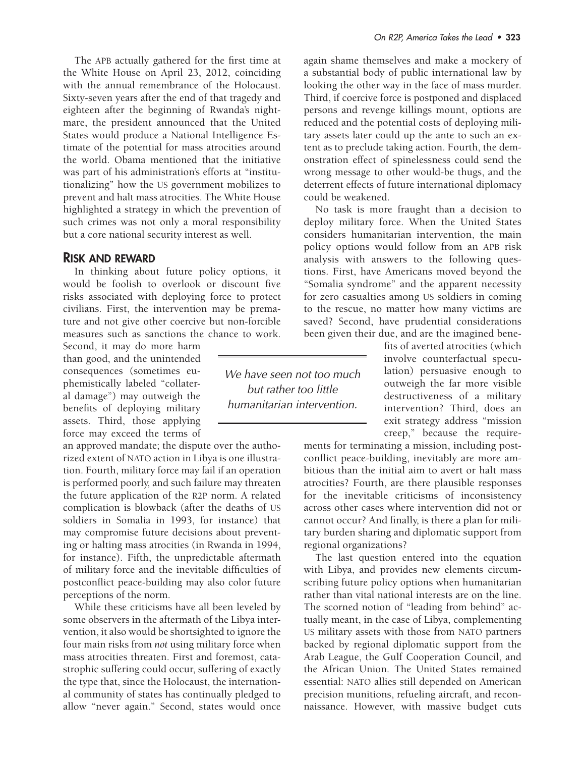The APB actually gathered for the first time at the White House on April 23, 2012, coinciding with the annual remembrance of the Holocaust. Sixty-seven years after the end of that tragedy and eighteen after the beginning of Rwanda's nightmare, the president announced that the United States would produce a National Intelligence Estimate of the potential for mass atrocities around the world. Obama mentioned that the initiative was part of his administration's efforts at "institutionalizing" how the US government mobilizes to prevent and halt mass atrocities. The White House highlighted a strategy in which the prevention of such crimes was not only a moral responsibility but a core national security interest as well.

## Risk and Reward

In thinking about future policy options, it would be foolish to overlook or discount five risks associated with deploying force to protect civilians. First, the intervention may be premature and not give other coercive but non-forcible measures such as sanctions the chance to work. Second, it may do more harm than good, and the unintended consequences (sometimes euphemistically labeled "collateral damage") may outweigh the benefits of deploying military assets. Third, those applying force may exceed the terms of an approved mandate; the dispute over the authorized extent of NATO action in Libya is one illustration. Fourth, military force may fail if an operation is performed poorly, and such failure may threaten the future application of the R2P norm. A related complication is blowback (after the deaths of US soldiers in Somalia in 1993, for instance) that may compromise future decisions about preventing or halting mass atrocities (in Rwanda in 1994, for instance). Fifth, the unpredictable aftermath of military force and the inevitable difficulties of postconflict peace-building may also color future perceptions of the norm.

> *We have seen not too much but rather too little humanitarian intervention.*

While these criticisms have all been leveled by some observers in the aftermath of the Libya intervention, it also would be shortsighted to ignore the four main risks from *not* using military force when mass atrocities threaten. First and foremost, catastrophic suffering could occur, suffering of exactly the type that, since the Holocaust, the international community of states has continually pledged to allow "never again." Second, states would once again shame themselves and make a mockery of a substantial body of public international law by looking the other way in the face of mass murder. Third, if coercive force is postponed and displaced persons and revenge killings mount, options are reduced and the potential costs of deploying military assets later could up the ante to such an extent as to preclude taking action. Fourth, the demonstration effect of spinelessness could send the wrong message to other would-be thugs, and the deterrent effects of future international diplomacy could be weakened.

No task is more fraught than a decision to deploy military force. When the United States considers humanitarian intervention, the main policy options would follow from an APB risk analysis with answers to the following questions. First, have Americans moved beyond the "Somalia syndrome" and the apparent necessity for zero casualties among US soldiers in coming to the rescue, no matter how many victims are saved? Second, have prudential considerations been given their due, and are the imagined benefits of averted atrocities (which involve counterfactual speculation) persuasive enough to outweigh the far more visible destructiveness of a military intervention? Third, does an exit strategy address "mission creep," because the requirements for terminating a mission, including post-conflict peace-building, inevitably are more ambitious than the initial aim to avert or halt mass atrocities? Fourth, are there plausible responses for the inevitable criticisms of inconsistency across other cases where intervention did not or cannot occur? And finally, is there a plan for military burden sharing and diplomatic support from regional organizations?

The last question entered into the equation with Libya, and provides new elements circumscribing future policy options when humanitarian rather than vital national interests are on the line. The scorned notion of "leading from behind" actually meant, in the case of Libya, complementing US military assets with those from NATO partners backed by regional diplomatic support from the Arab League, the Gulf Cooperation Council, and the African Union. The United States remained essential: NATO allies still depended on American precision munitions, refueling aircraft, and reconnaissance. However, with massive budget cuts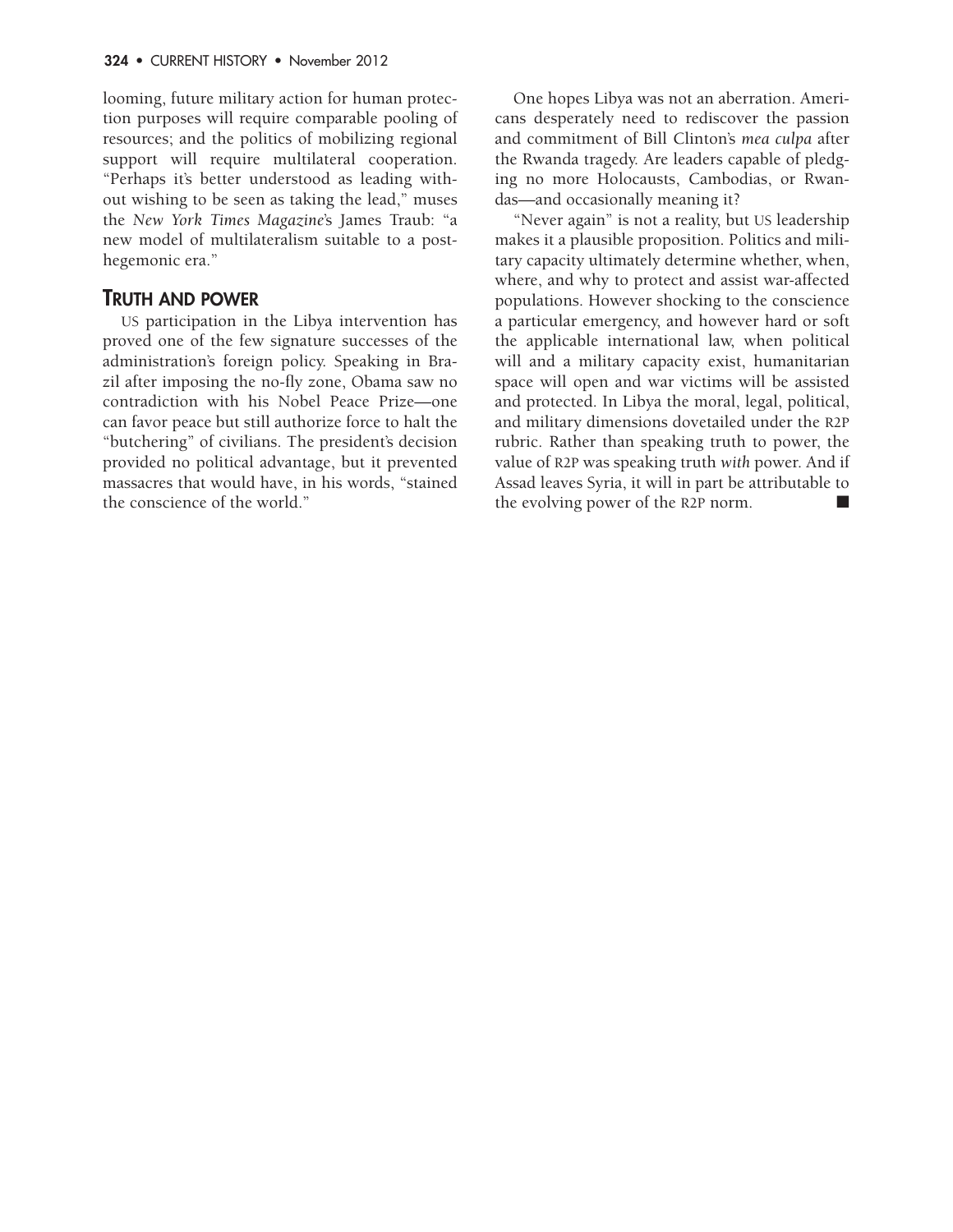looming, future military action for human protection purposes will require comparable pooling of resources; and the politics of mobilizing regional support will require multilateral cooperation. "Perhaps it's better understood as leading without wishing to be seen as taking the lead," muses the *New York Times Magazine*'s James Traub: "a new model of multilateralism suitable to a post-hegemonic era."

## TRUTH AND POWER

US participation in the Libya intervention has proved one of the few signature successes of the administration's foreign policy. Speaking in Brazil after imposing the no-fly zone, Obama saw no contradiction with his Nobel Peace Prize—one can favor peace but still authorize force to halt the "butchering" of civilians. The president's decision provided no political advantage, but it prevented massacres that would have, in his words, "stained the conscience of the world."

One hopes Libya was not an aberration. Americans desperately need to rediscover the passion and commitment of Bill Clinton's *mea culpa* after the Rwanda tragedy. Are leaders capable of pledging no more Holocausts, Cambodias, or Rwandas—and occasionally meaning it?

"Never again" is not a reality, but US leadership makes it a plausible proposition. Politics and military capacity ultimately determine whether, when, where, and why to protect and assist war-affected populations. However shocking to the conscience a particular emergency, and however hard or soft the applicable international law, when political will and a military capacity exist, humanitarian space will open and war victims will be assisted and protected. In Libya the moral, legal, political, and military dimensions dovetailed under the R2P rubric. Rather than speaking truth to power, the value of R2P was speaking truth *with* power. And if Assad leaves Syria, it will in part be attributable to the evolving power of the R2P norm. ■